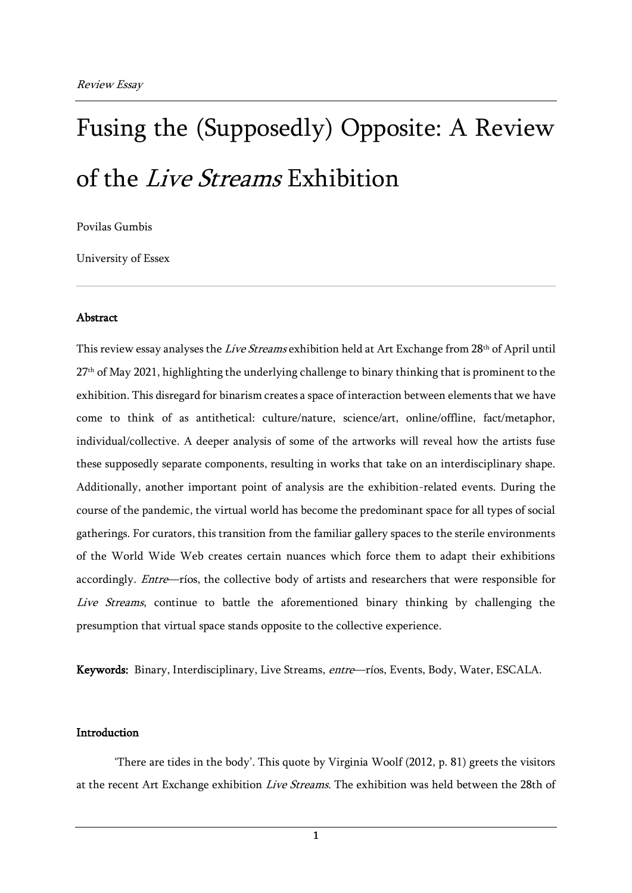*Review Essay*

# Fusing the (Supposedly) Opposite: A Review of the *Live Streams* Exhibition

Povilas Gumbis

University of Essex

## Abstract

This review essay analyses the *Live Streams* exhibition held at Art Exchange from 28th of April until 27th of May 2021, highlighting the underlying challenge to binary thinking that is prominent to the exhibition. This disregard for binarism creates a space of interaction between elements that we have come to think of as antithetical: culture/nature, science/art, online/offline, fact/metaphor, individual/collective. A deeper analysis of some of the artworks will reveal how the artists fuse these supposedly separate components, resulting in works that take on an interdisciplinary shape. Additionally, another important point of analysis are the exhibition-related events. During the course of the pandemic, the virtual world has become the predominant space for all types of social gatherings. For curators, this transition from the familiar gallery spaces to the sterile environments of the World Wide Web creates certain nuances which force them to adapt their exhibitions accordingly. *Entre*—ríos, the collective body of artists and researchers that were responsible for *Live Streams*, continue to battle the aforementioned binary thinking by challenging the presumption that virtual space stands opposite to the collective experience.

**Keywords:** Binary, Interdisciplinary, Live Streams, *entre*—ríos, Events, Body, Water, ESCALA.

## Introduction

'There are tides in the body'. This quote by Virginia Woolf (2012, p. 81) greets the visitors at the recent Art Exchange exhibition *Live Streams*. The exhibition was held between the 28th of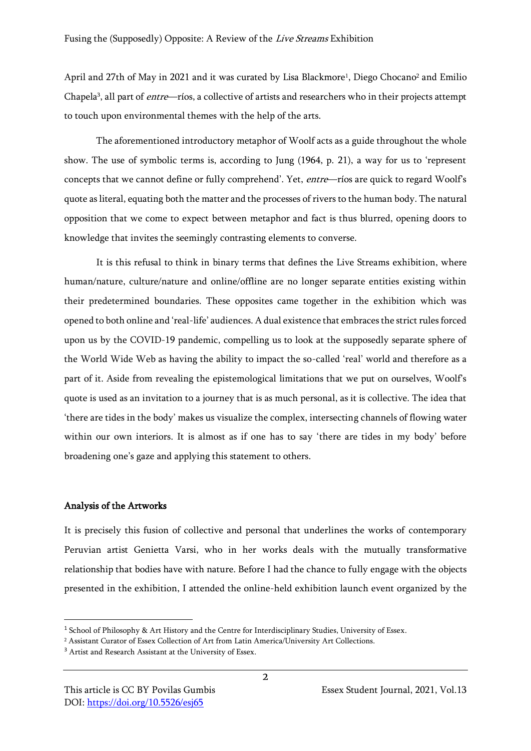April and 27th of May in 2021 and it was curated by Lisa Blackmore[1], Diego Chocano[2] and Emilio Chapela[3], all part of *entre*—ríos, a collective of artists and researchers who in their projects attempt to touch upon environmental themes with the help of the arts.

The aforementioned introductory metaphor of Woolf acts as a guide throughout the whole show. The use of symbolic terms is, according to Jung (1964, p. 21), a way for us to 'represent concepts that we cannot define or fully comprehend'. Yet, *entre*—ríos are quick to regard Woolf's quote as literal, equating both the matter and the processes of rivers to the human body. The natural opposition that we come to expect between metaphor and fact is thus blurred, opening doors to knowledge that invites the seemingly contrasting elements to converse.

It is this refusal to think in binary terms that defines the Live Streams exhibition, where human/nature, culture/nature and online/offline are no longer separate entities existing within their predetermined boundaries. These opposites came together in the exhibition which was opened to both online and 'real-life' audiences. A dual existence that embraces the strict rules forced upon us by the COVID-19 pandemic, compelling us to look at the supposedly separate sphere of the World Wide Web as having the ability to impact the so-called 'real' world and therefore as a part of it. Aside from revealing the epistemological limitations that we put on ourselves, Woolf's quote is used as an invitation to a journey that is as much personal, as it is collective. The idea that 'there are tides in the body' makes us visualize the complex, intersecting channels of flowing water within our own interiors. It is almost as if one has to say 'there are tides in my body' before broadening one's gaze and applying this statement to others.

## Analysis of the Artworks

It is precisely this fusion of collective and personal that underlines the works of contemporary Peruvian artist Genietta Varsi, who in her works deals with the mutually transformative relationship that bodies have with nature. Before I had the chance to fully engage with the objects presented in the exhibition, I attended the online-held exhibition launch event organized by the

[1] School of Philosophy & Art History and the Centre for Interdisciplinary Studies, University of Essex.

[2] Assistant Curator of Essex Collection of Art from Latin America/University Art Collections.

[3] Artist and Research Assistant at the University of Essex.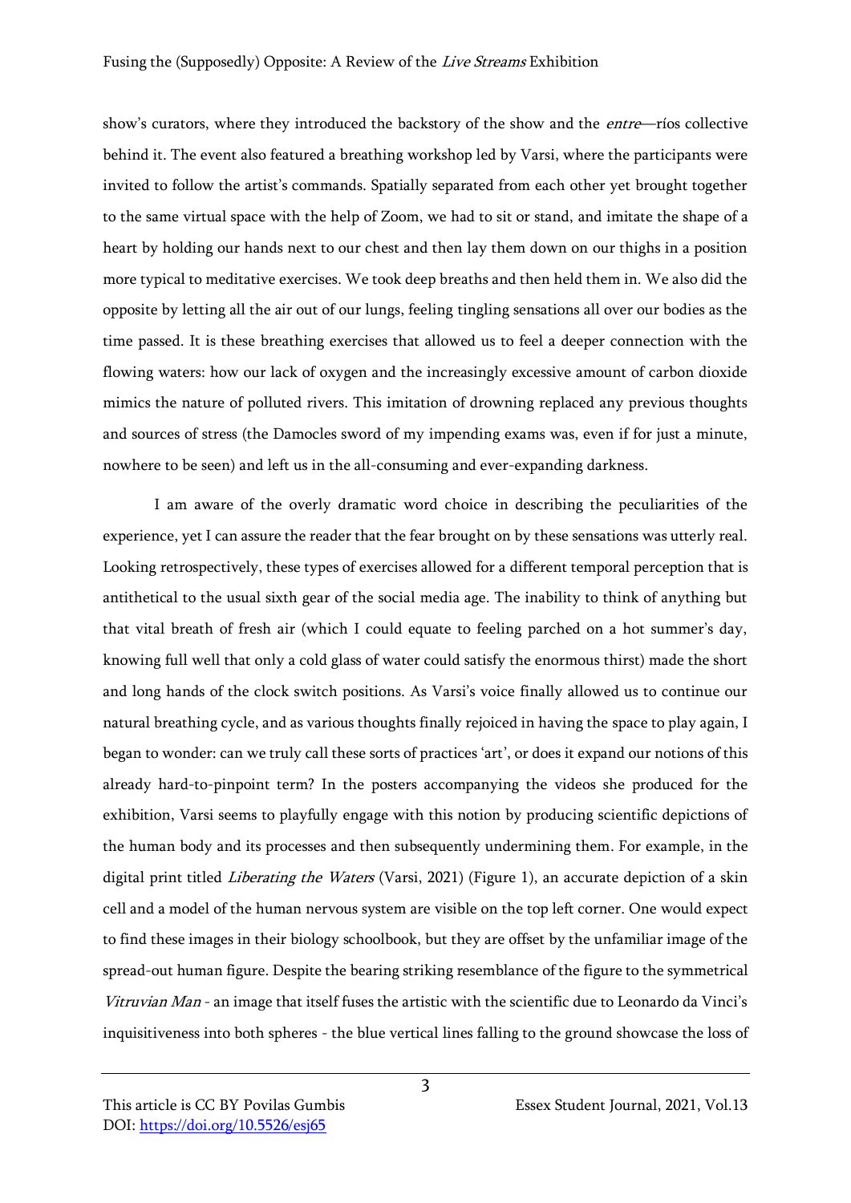show's curators, where they introduced the backstory of the show and the *entre*—ríos collective behind it. The event also featured a breathing workshop led by Varsi, where the participants were invited to follow the artist's commands. Spatially separated from each other yet brought together to the same virtual space with the help of Zoom, we had to sit or stand, and imitate the shape of a heart by holding our hands next to our chest and then lay them down on our thighs in a position more typical to meditative exercises. We took deep breaths and then held them in. We also did the opposite by letting all the air out of our lungs, feeling tingling sensations all over our bodies as the time passed. It is these breathing exercises that allowed us to feel a deeper connection with the flowing waters: how our lack of oxygen and the increasingly excessive amount of carbon dioxide mimics the nature of polluted rivers. This imitation of drowning replaced any previous thoughts and sources of stress (the Damocles sword of my impending exams was, even if for just a minute, nowhere to be seen) and left us in the all-consuming and ever-expanding darkness.

I am aware of the overly dramatic word choice in describing the peculiarities of the experience, yet I can assure the reader that the fear brought on by these sensations was utterly real. Looking retrospectively, these types of exercises allowed for a different temporal perception that is antithetical to the usual sixth gear of the social media age. The inability to think of anything but that vital breath of fresh air (which I could equate to feeling parched on a hot summer's day, knowing full well that only a cold glass of water could satisfy the enormous thirst) made the short and long hands of the clock switch positions. As Varsi's voice finally allowed us to continue our natural breathing cycle, and as various thoughts finally rejoiced in having the space to play again, I began to wonder: can we truly call these sorts of practices 'art', or does it expand our notions of this already hard-to-pinpoint term? In the posters accompanying the videos she produced for the exhibition, Varsi seems to playfully engage with this notion by producing scientific depictions of the human body and its processes and then subsequently undermining them. For example, in the digital print titled *Liberating the Waters* (Varsi, 2021) (Figure 1), an accurate depiction of a skin cell and a model of the human nervous system are visible on the top left corner. One would expect to find these images in their biology schoolbook, but they are offset by the unfamiliar image of the spread-out human figure. Despite the bearing striking resemblance of the figure to the symmetrical *Vitruvian Man* - an image that itself fuses the artistic with the scientific due to Leonardo da Vinci's inquisitiveness into both spheres - the blue vertical lines falling to the ground showcase the loss of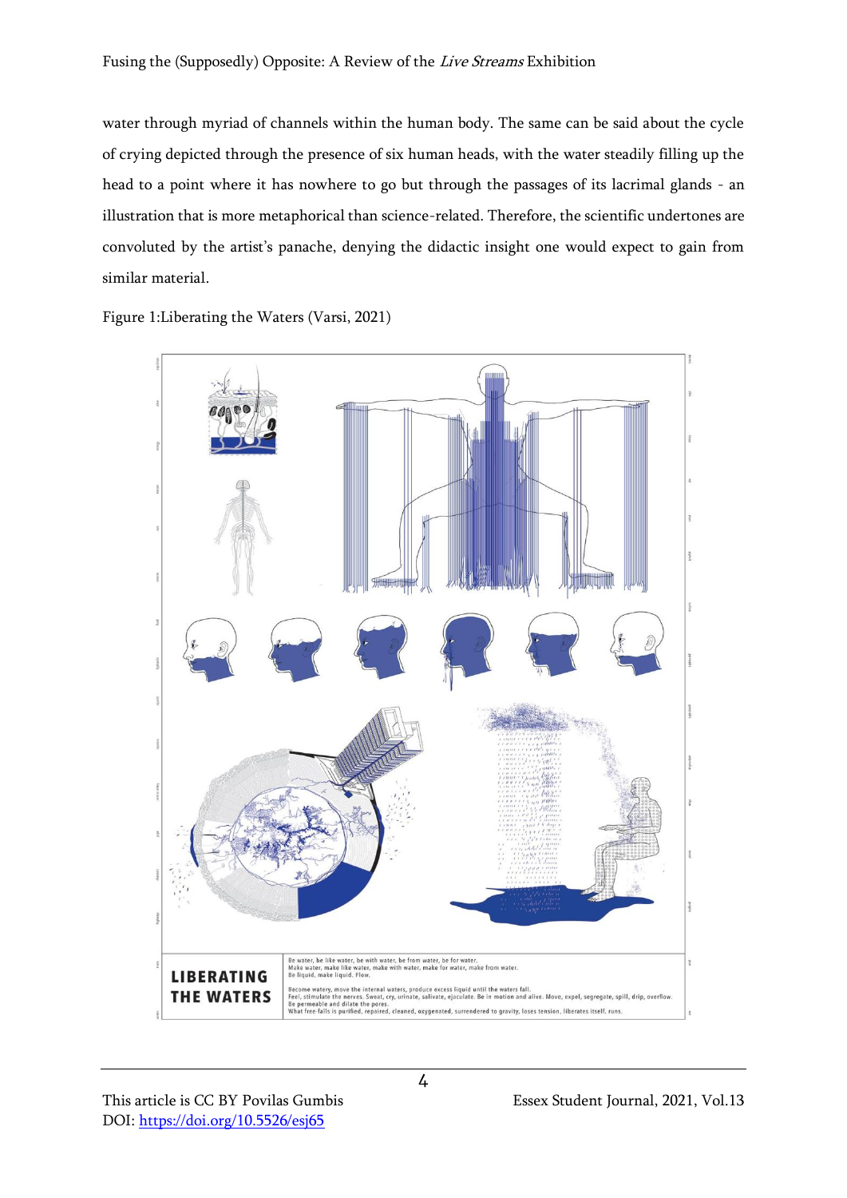water through myriad of channels within the human body. The same can be said about the cycle of crying depicted through the presence of six human heads, with the water steadily filling up the head to a point where it has nowhere to go but through the passages of its lacrimal glands - an illustration that is more metaphorical than science-related. Therefore, the scientific undertones are convoluted by the artist's panache, denying the didactic insight one would expect to gain from similar material.

Figure 1:Liberating the Waters (Varsi, 2021)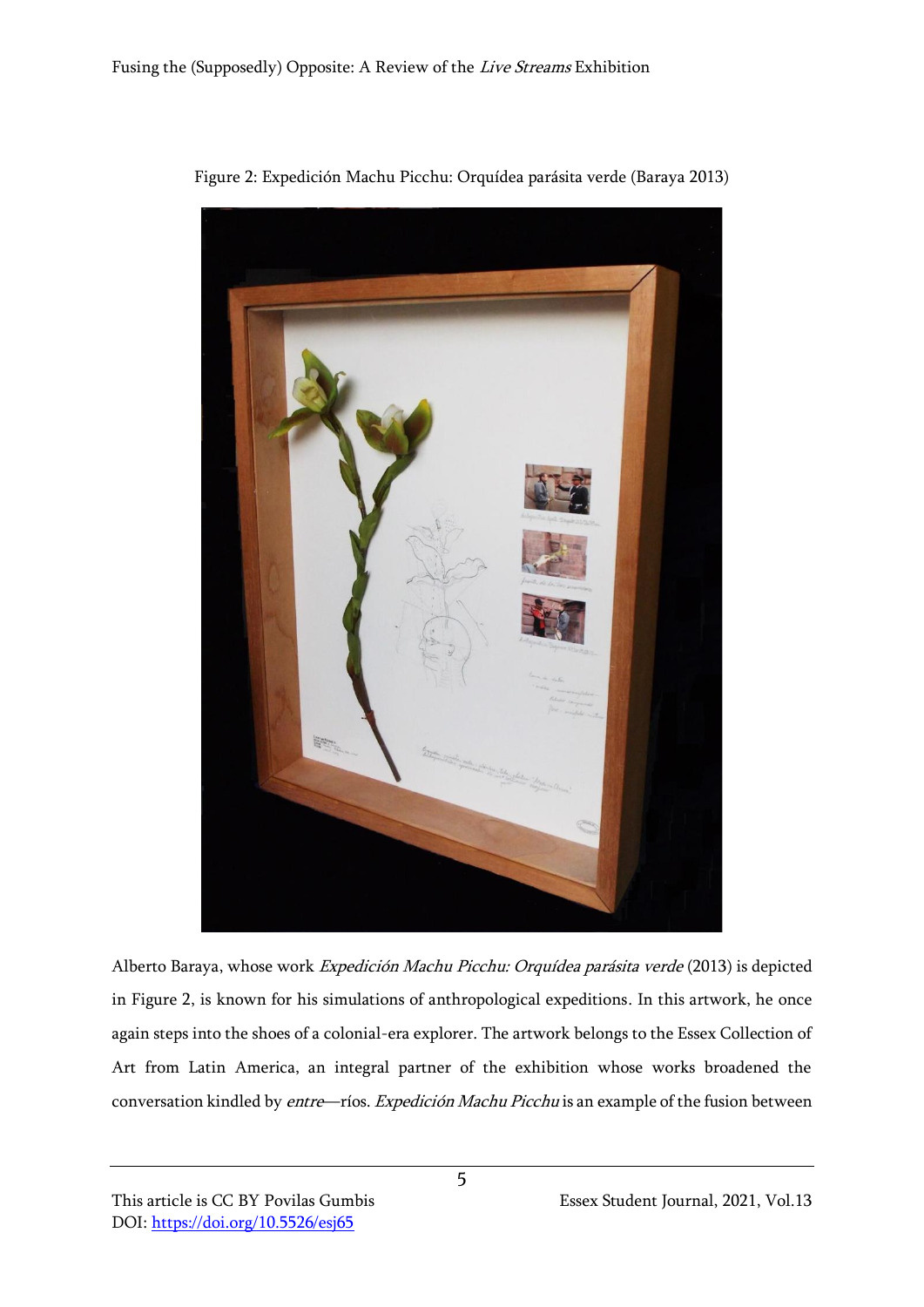Figure 2: Expedición Machu Picchu: Orquídea parásita verde (Baraya 2013)

Alberto Baraya, whose work *Expedición Machu Picchu: Orquídea parásita verde* (2013) is depicted in Figure 2, is known for his simulations of anthropological expeditions. In this artwork, he once again steps into the shoes of a colonial-era explorer. The artwork belongs to the Essex Collection of Art from Latin America, an integral partner of the exhibition whose works broadened the conversation kindled by *entre*—ríos. *Expedición Machu Picchu* is an example of the fusion between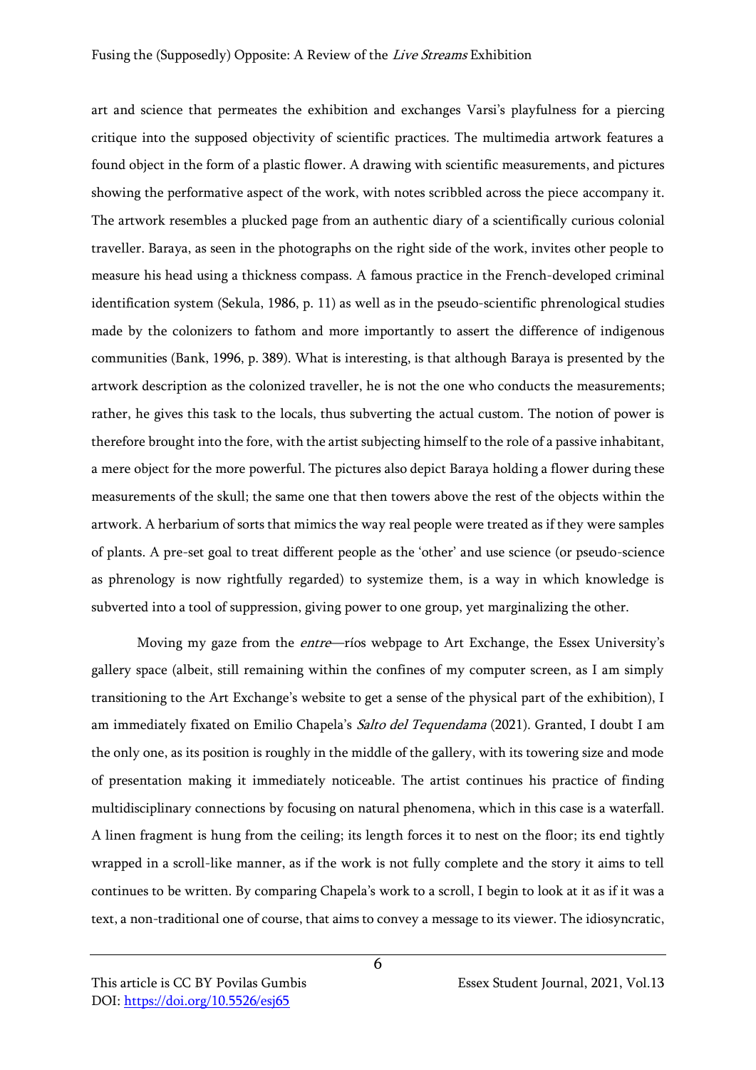art and science that permeates the exhibition and exchanges Varsi's playfulness for a piercing critique into the supposed objectivity of scientific practices. The multimedia artwork features a found object in the form of a plastic flower. A drawing with scientific measurements, and pictures showing the performative aspect of the work, with notes scribbled across the piece accompany it. The artwork resembles a plucked page from an authentic diary of a scientifically curious colonial traveller. Baraya, as seen in the photographs on the right side of the work, invites other people to measure his head using a thickness compass. A famous practice in the French-developed criminal identification system (Sekula, 1986, p. 11) as well as in the pseudo-scientific phrenological studies made by the colonizers to fathom and more importantly to assert the difference of indigenous communities (Bank, 1996, p. 389). What is interesting, is that although Baraya is presented by the artwork description as the colonized traveller, he is not the one who conducts the measurements; rather, he gives this task to the locals, thus subverting the actual custom. The notion of power is therefore brought into the fore, with the artist subjecting himself to the role of a passive inhabitant, a mere object for the more powerful. The pictures also depict Baraya holding a flower during these measurements of the skull; the same one that then towers above the rest of the objects within the artwork. A herbarium of sorts that mimics the way real people were treated as if they were samples of plants. A pre-set goal to treat different people as the 'other' and use science (or pseudo-science as phrenology is now rightfully regarded) to systemize them, is a way in which knowledge is subverted into a tool of suppression, giving power to one group, yet marginalizing the other.

Moving my gaze from the *entre*—ríos webpage to Art Exchange, the Essex University's gallery space (albeit, still remaining within the confines of my computer screen, as I am simply transitioning to the Art Exchange's website to get a sense of the physical part of the exhibition), I am immediately fixated on Emilio Chapela's *Salto del Tequendama* (2021). Granted, I doubt I am the only one, as its position is roughly in the middle of the gallery, with its towering size and mode of presentation making it immediately noticeable. The artist continues his practice of finding multidisciplinary connections by focusing on natural phenomena, which in this case is a waterfall. A linen fragment is hung from the ceiling; its length forces it to nest on the floor; its end tightly wrapped in a scroll-like manner, as if the work is not fully complete and the story it aims to tell continues to be written. By comparing Chapela's work to a scroll, I begin to look at it as if it was a text, a non-traditional one of course, that aims to convey a message to its viewer. The idiosyncratic,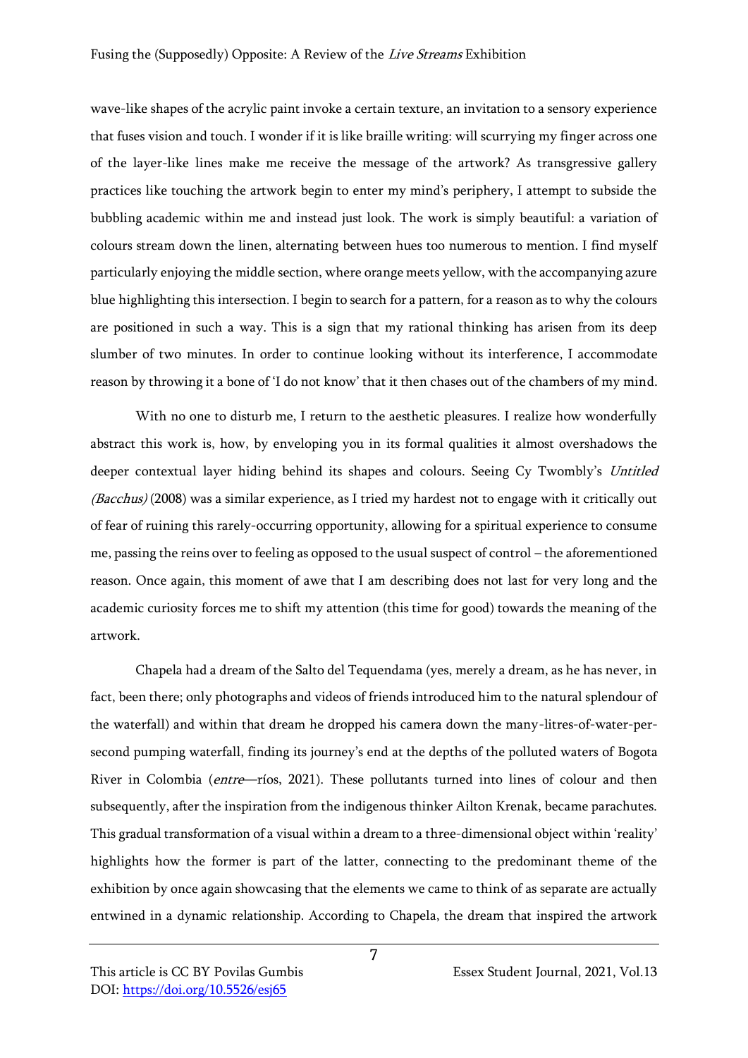wave-like shapes of the acrylic paint invoke a certain texture, an invitation to a sensory experience that fuses vision and touch. I wonder if it is like braille writing: will scurrying my finger across one of the layer-like lines make me receive the message of the artwork? As transgressive gallery practices like touching the artwork begin to enter my mind's periphery, I attempt to subside the bubbling academic within me and instead just look. The work is simply beautiful: a variation of colours stream down the linen, alternating between hues too numerous to mention. I find myself particularly enjoying the middle section, where orange meets yellow, with the accompanying azure blue highlighting this intersection. I begin to search for a pattern, for a reason as to why the colours are positioned in such a way. This is a sign that my rational thinking has arisen from its deep slumber of two minutes. In order to continue looking without its interference, I accommodate reason by throwing it a bone of 'I do not know' that it then chases out of the chambers of my mind.

With no one to disturb me, I return to the aesthetic pleasures. I realize how wonderfully abstract this work is, how, by enveloping you in its formal qualities it almost overshadows the deeper contextual layer hiding behind its shapes and colours. Seeing Cy Twombly's *Untitled (Bacchus)* (2008) was a similar experience, as I tried my hardest not to engage with it critically out of fear of ruining this rarely-occurring opportunity, allowing for a spiritual experience to consume me, passing the reins over to feeling as opposed to the usual suspect of control – the aforementioned reason. Once again, this moment of awe that I am describing does not last for very long and the academic curiosity forces me to shift my attention (this time for good) towards the meaning of the artwork.

Chapela had a dream of the Salto del Tequendama (yes, merely a dream, as he has never, in fact, been there; only photographs and videos of friends introduced him to the natural splendour of the waterfall) and within that dream he dropped his camera down the many-litres-of-water-per-second pumping waterfall, finding its journey's end at the depths of the polluted waters of Bogota River in Colombia (*entre*—ríos, 2021). These pollutants turned into lines of colour and then subsequently, after the inspiration from the indigenous thinker Ailton Krenak, became parachutes. This gradual transformation of a visual within a dream to a three-dimensional object within 'reality' highlights how the former is part of the latter, connecting to the predominant theme of the exhibition by once again showcasing that the elements we came to think of as separate are actually entwined in a dynamic relationship. According to Chapela, the dream that inspired the artwork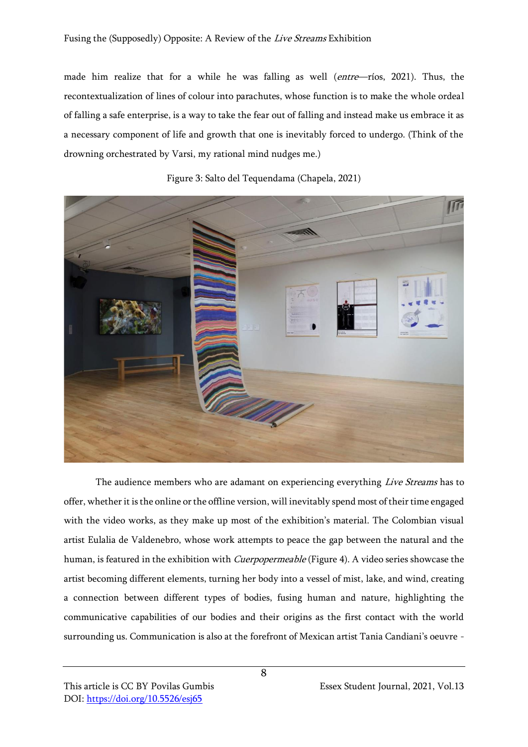made him realize that for a while he was falling as well (*entre*—ríos, 2021). Thus, the recontextualization of lines of colour into parachutes, whose function is to make the whole ordeal of falling a safe enterprise, is a way to take the fear out of falling and instead make us embrace it as a necessary component of life and growth that one is inevitably forced to undergo. (Think of the drowning orchestrated by Varsi, my rational mind nudges me.)

Figure 3: Salto del Tequendama (Chapela, 2021)

The audience members who are adamant on experiencing everything *Live Streams* has to offer, whether it is the online or the offline version, will inevitably spend most of their time engaged with the video works, as they make up most of the exhibition's material. The Colombian visual artist Eulalia de Valdenebro, whose work attempts to peace the gap between the natural and the human, is featured in the exhibition with *Cuerpopermeable* (Figure 4). A video series showcase the artist becoming different elements, turning her body into a vessel of mist, lake, and wind, creating a connection between different types of bodies, fusing human and nature, highlighting the communicative capabilities of our bodies and their origins as the first contact with the world surrounding us. Communication is also at the forefront of Mexican artist Tania Candiani's oeuvre -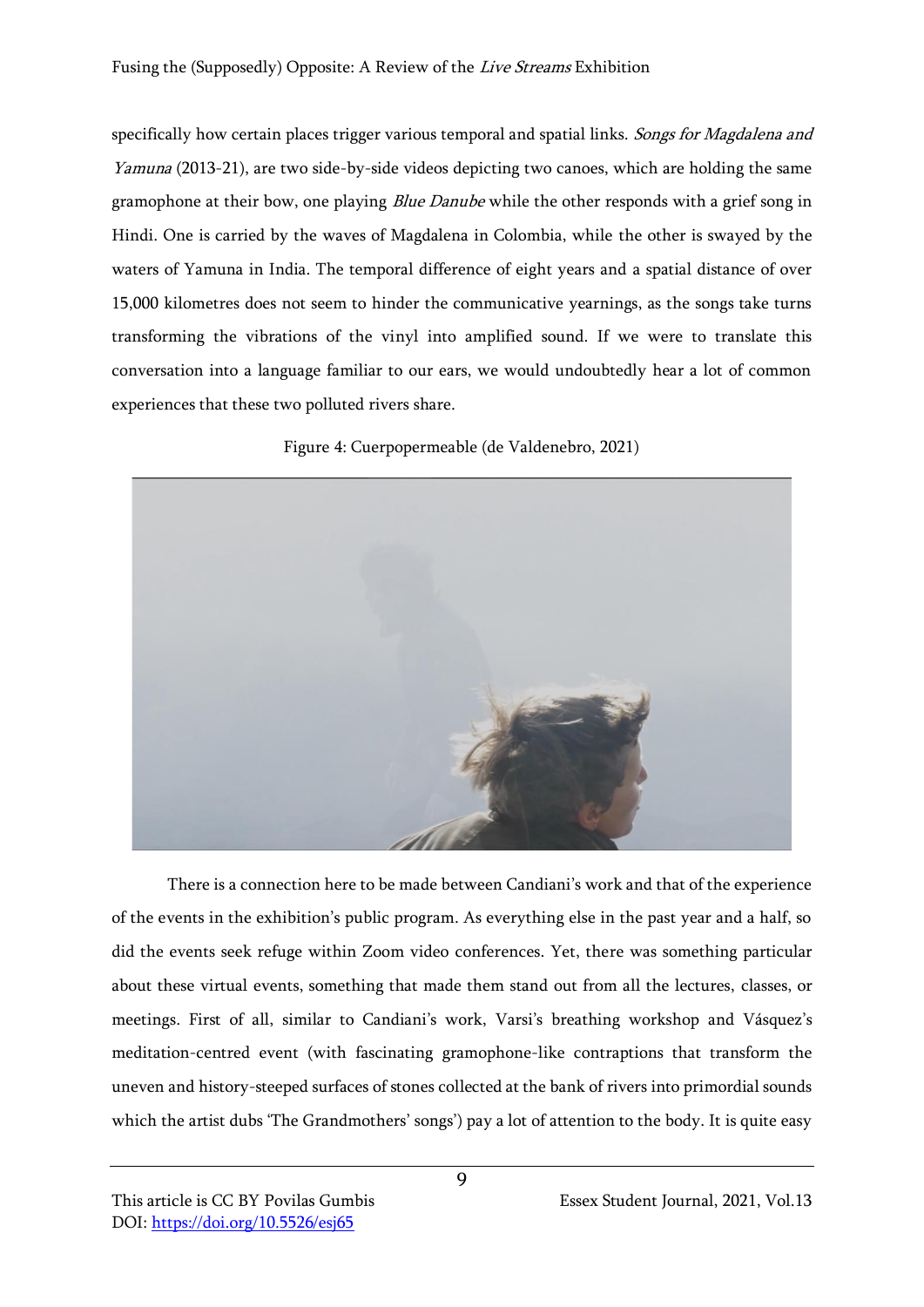specifically how certain places trigger various temporal and spatial links. *Songs for Magdalena and Yamuna* (2013-21), are two side-by-side videos depicting two canoes, which are holding the same gramophone at their bow, one playing *Blue Danube* while the other responds with a grief song in Hindi. One is carried by the waves of Magdalena in Colombia, while the other is swayed by the waters of Yamuna in India. The temporal difference of eight years and a spatial distance of over 15,000 kilometres does not seem to hinder the communicative yearnings, as the songs take turns transforming the vibrations of the vinyl into amplified sound. If we were to translate this conversation into a language familiar to our ears, we would undoubtedly hear a lot of common experiences that these two polluted rivers share.

Figure 4: Cuerpopermeable (de Valdenebro, 2021)

There is a connection here to be made between Candiani's work and that of the experience of the events in the exhibition's public program. As everything else in the past year and a half, so did the events seek refuge within Zoom video conferences. Yet, there was something particular about these virtual events, something that made them stand out from all the lectures, classes, or meetings. First of all, similar to Candiani's work, Varsi's breathing workshop and Vásquez's meditation-centred event (with fascinating gramophone-like contraptions that transform the uneven and history-steeped surfaces of stones collected at the bank of rivers into primordial sounds which the artist dubs 'The Grandmothers' songs') pay a lot of attention to the body. It is quite easy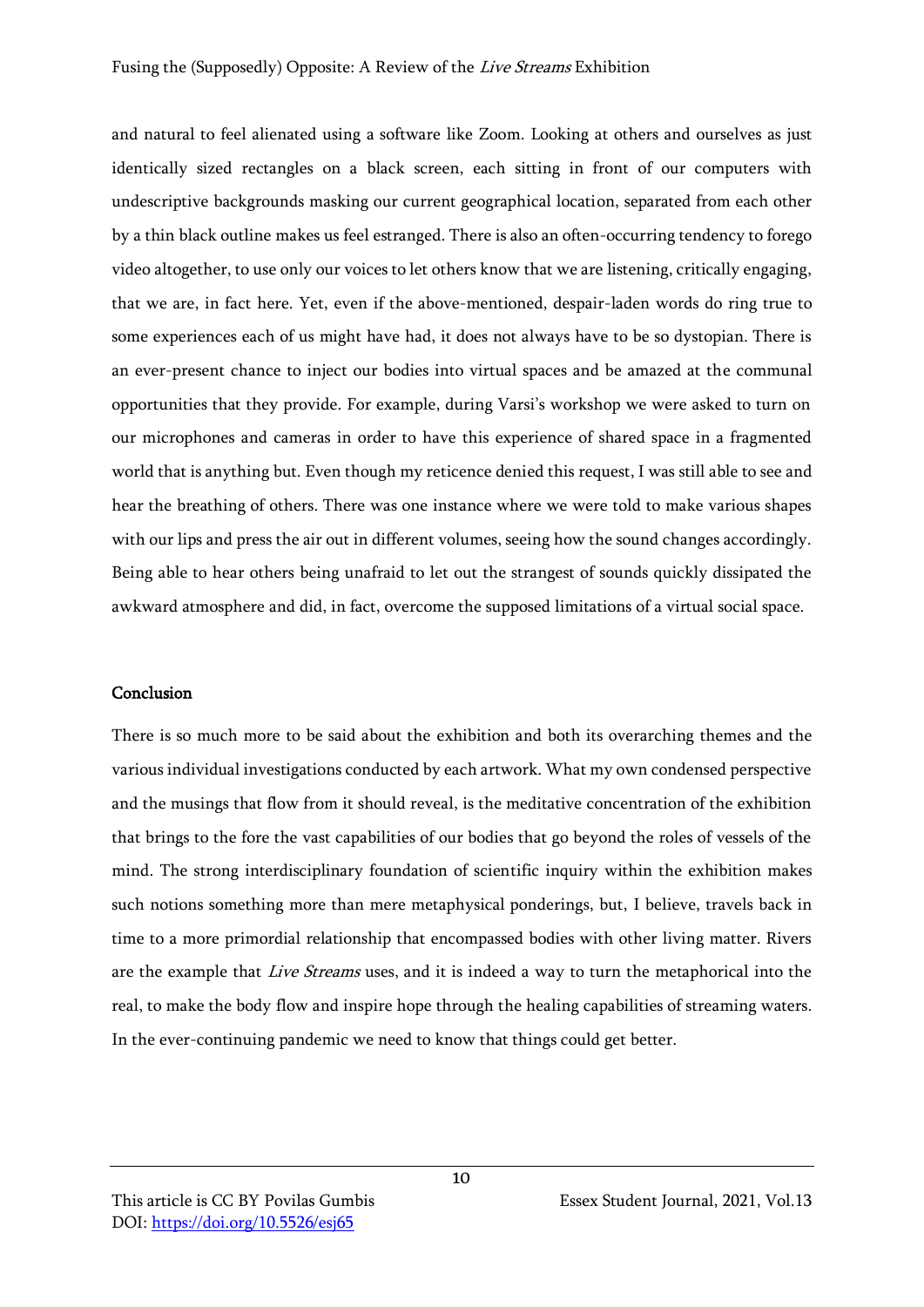and natural to feel alienated using a software like Zoom. Looking at others and ourselves as just identically sized rectangles on a black screen, each sitting in front of our computers with undescriptive backgrounds masking our current geographical location, separated from each other by a thin black outline makes us feel estranged. There is also an often-occurring tendency to forego video altogether, to use only our voices to let others know that we are listening, critically engaging, that we are, in fact here. Yet, even if the above-mentioned, despair-laden words do ring true to some experiences each of us might have had, it does not always have to be so dystopian. There is an ever-present chance to inject our bodies into virtual spaces and be amazed at the communal opportunities that they provide. For example, during Varsi's workshop we were asked to turn on our microphones and cameras in order to have this experience of shared space in a fragmented world that is anything but. Even though my reticence denied this request, I was still able to see and hear the breathing of others. There was one instance where we were told to make various shapes with our lips and press the air out in different volumes, seeing how the sound changes accordingly. Being able to hear others being unafraid to let out the strangest of sounds quickly dissipated the awkward atmosphere and did, in fact, overcome the supposed limitations of a virtual social space.

## Conclusion

There is so much more to be said about the exhibition and both its overarching themes and the various individual investigations conducted by each artwork. What my own condensed perspective and the musings that flow from it should reveal, is the meditative concentration of the exhibition that brings to the fore the vast capabilities of our bodies that go beyond the roles of vessels of the mind. The strong interdisciplinary foundation of scientific inquiry within the exhibition makes such notions something more than mere metaphysical ponderings, but, I believe, travels back in time to a more primordial relationship that encompassed bodies with other living matter. Rivers are the example that *Live Streams* uses, and it is indeed a way to turn the metaphorical into the real, to make the body flow and inspire hope through the healing capabilities of streaming waters. In the ever-continuing pandemic we need to know that things could get better.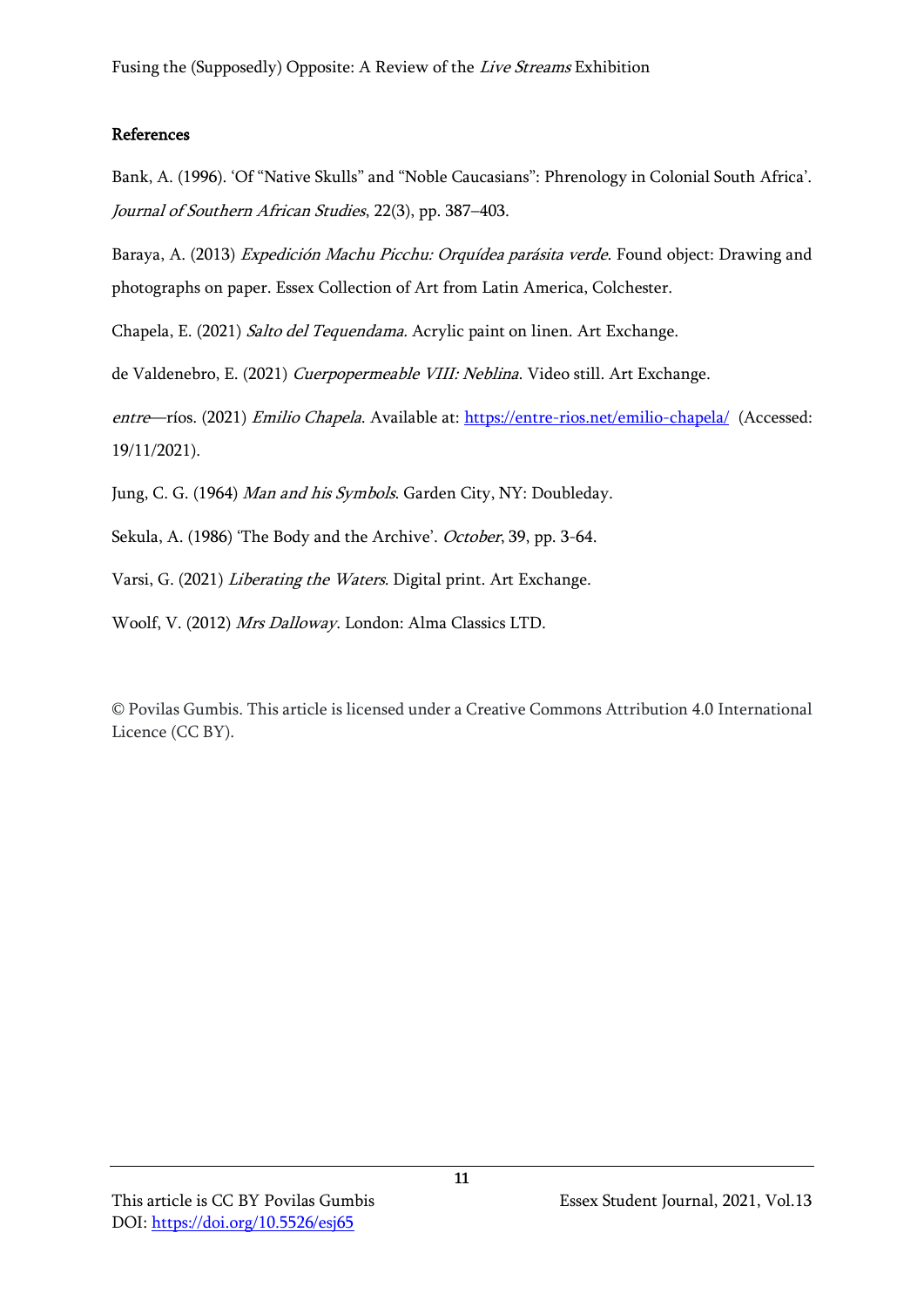## References

Bank, A. (1996). 'Of "Native Skulls" and "Noble Caucasians": Phrenology in Colonial South Africa'. *Journal of Southern African Studies*, 22(3), pp. 387–403.

Baraya, A. (2013) *Expedición Machu Picchu: Orquídea parásita verde*. Found object: Drawing and photographs on paper. Essex Collection of Art from Latin America, Colchester.

Chapela, E. (2021) *Salto del Tequendama.* Acrylic paint on linen. Art Exchange.

de Valdenebro, E. (2021) *Cuerpopermeable VIII: Neblina*. Video still. Art Exchange.

*entre*—ríos. (2021) *Emilio Chapela*. Available at: https://entre-rios.net/emilio-chapela/ (Accessed: 19/11/2021).

Jung, C. G. (1964) *Man and his Symbols*. Garden City, NY: Doubleday.

Sekula, A. (1986) 'The Body and the Archive'. *October*, 39, pp. 3-64.

Varsi, G. (2021) *Liberating the Waters*. Digital print. Art Exchange.

Woolf, V. (2012) *Mrs Dalloway*. London: Alma Classics LTD.

© Povilas Gumbis. This article is licensed under a Creative Commons Attribution 4.0 International Licence (CC BY).